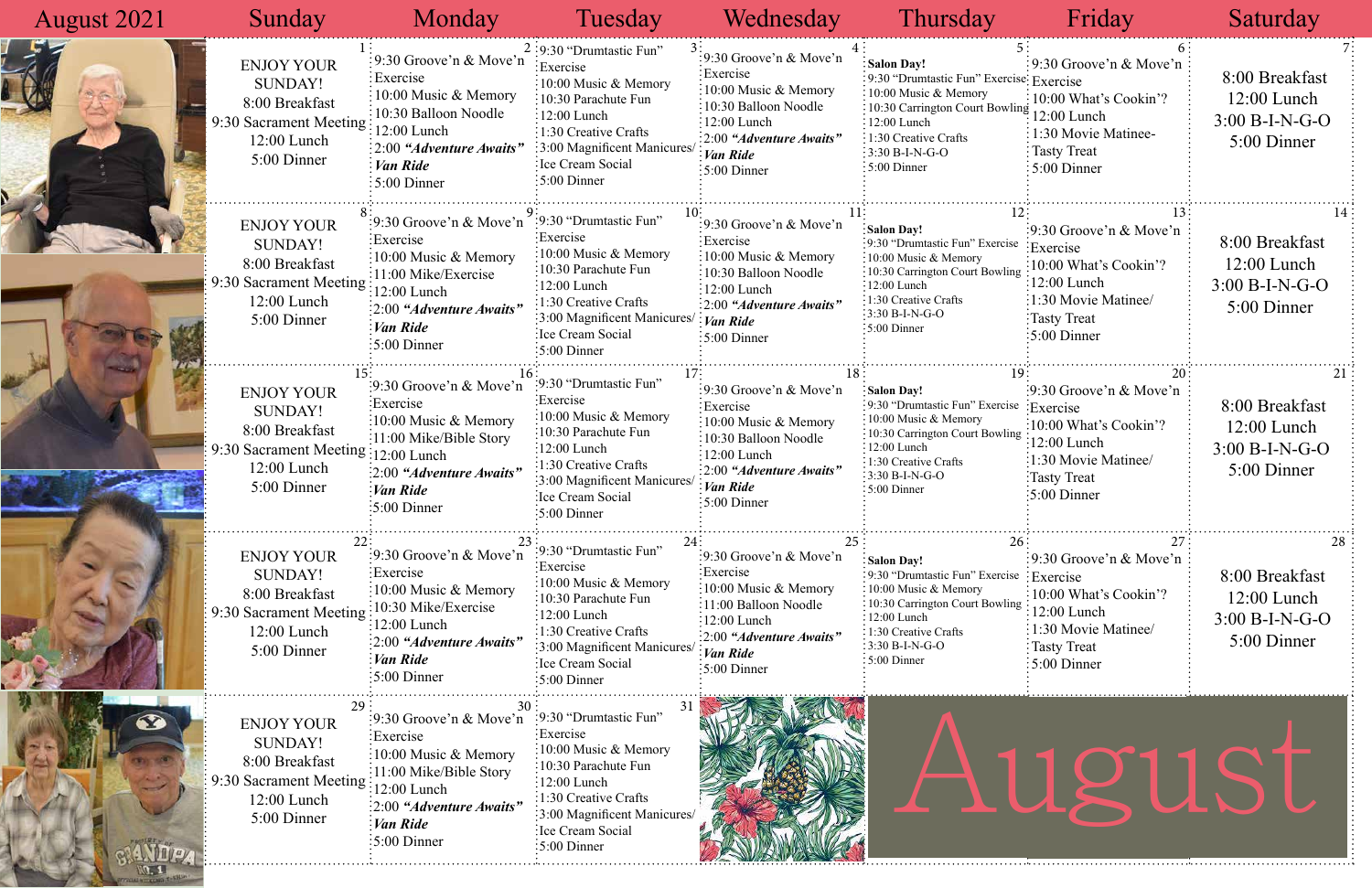| August 2021 | Sunday | Monday | Tuesday | Wednesday | Thursday | Friday | Saturday |
|---|---|---|---|---|---|---|---|
| | 1<br>ENJOY YOUR SUNDAY!<br>8:00 Breakfast<br>9:30 Sacrament Meeting<br>12:00 Lunch<br>5:00 Dinner | 2<br>9:30 Groove'n & Move'n Exercise<br>10:00 Music & Memory<br>10:30 Balloon Noodle<br>12:00 Lunch<br>2:00 ***"Adventure Awaits"***<br>***Van Ride***<br>5:00 Dinner | 3<br>9:30 "Drumtastic Fun" Exercise<br>10:00 Music & Memory<br>10:30 Parachute Fun<br>12:00 Lunch<br>1:30 Creative Crafts<br>3:00 Magnificent Manicures/ Ice Cream Social<br>5:00 Dinner | 4<br>9:30 Groove'n & Move'n Exercise<br>10:00 Music & Memory<br>10:30 Balloon Noodle<br>12:00 Lunch<br>2:00 ***"Adventure Awaits"***<br>***Van Ride***<br>5:00 Dinner | 5<br>**Salon Day!**<br>9:30 "Drumtastic Fun" Exercise<br>10:00 Music & Memory<br>10:30 Carrington Court Bowling<br>12:00 Lunch<br>1:30 Creative Crafts<br>3:30 B-I-N-G-O<br>5:00 Dinner | 6<br>9:30 Groove'n & Move'n Exercise<br>10:00 What's Cookin'?<br>12:00 Lunch<br>1:30 Movie Matinee- Tasty Treat<br>5:00 Dinner | 7<br>8:00 Breakfast<br>12:00 Lunch<br>3:00 B-I-N-G-O<br>5:00 Dinner |
| | 8<br>ENJOY YOUR SUNDAY!<br>8:00 Breakfast<br>9:30 Sacrament Meeting<br>12:00 Lunch<br>5:00 Dinner | 9<br>9:30 Groove'n & Move'n Exercise<br>10:00 Music & Memory<br>11:00 Mike/Exercise<br>12:00 Lunch<br>2:00 ***"Adventure Awaits"***<br>***Van Ride***<br>5:00 Dinner | 10<br>9:30 "Drumtastic Fun" Exercise<br>10:00 Music & Memory<br>10:30 Parachute Fun<br>12:00 Lunch<br>1:30 Creative Crafts<br>3:00 Magnificent Manicures/ Ice Cream Social<br>5:00 Dinner | 11<br>9:30 Groove'n & Move'n Exercise<br>10:00 Music & Memory<br>10:30 Balloon Noodle<br>12:00 Lunch<br>2:00 ***"Adventure Awaits"***<br>***Van Ride***<br>5:00 Dinner | 12<br>**Salon Day!**<br>9:30 "Drumtastic Fun" Exercise<br>10:00 Music & Memory<br>10:30 Carrington Court Bowling<br>12:00 Lunch<br>1:30 Creative Crafts<br>3:30 B-I-N-G-O<br>5:00 Dinner | 13<br>9:30 Groove'n & Move'n Exercise<br>10:00 What's Cookin'?<br>12:00 Lunch<br>1:30 Movie Matinee/ Tasty Treat<br>5:00 Dinner | 14<br>8:00 Breakfast<br>12:00 Lunch<br>3:00 B-I-N-G-O<br>5:00 Dinner |
| | 15<br>ENJOY YOUR SUNDAY!<br>8:00 Breakfast<br>9:30 Sacrament Meeting<br>12:00 Lunch<br>5:00 Dinner | 16<br>9:30 Groove'n & Move'n Exercise<br>10:00 Music & Memory<br>11:00 Mike/Bible Story<br>12:00 Lunch<br>2:00 ***"Adventure Awaits"***<br>***Van Ride***<br>5:00 Dinner | 17<br>9:30 "Drumtastic Fun" Exercise<br>10:00 Music & Memory<br>10:30 Parachute Fun<br>12:00 Lunch<br>1:30 Creative Crafts<br>3:00 Magnificent Manicures/ Ice Cream Social<br>5:00 Dinner | 18<br>9:30 Groove'n & Move'n Exercise<br>10:00 Music & Memory<br>10:30 Balloon Noodle<br>12:00 Lunch<br>2:00 ***"Adventure Awaits"***<br>***Van Ride***<br>5:00 Dinner | 19<br>**Salon Day!**<br>9:30 "Drumtastic Fun" Exercise<br>10:00 Music & Memory<br>10:30 Carrington Court Bowling<br>12:00 Lunch<br>1:30 Creative Crafts<br>3:30 B-I-N-G-O<br>5:00 Dinner | 20<br>9:30 Groove'n & Move'n Exercise<br>10:00 What's Cookin'?<br>12:00 Lunch<br>1:30 Movie Matinee/ Tasty Treat<br>5:00 Dinner | 21<br>8:00 Breakfast<br>12:00 Lunch<br>3:00 B-I-N-G-O<br>5:00 Dinner |
| | 22<br>ENJOY YOUR SUNDAY!<br>8:00 Breakfast<br>9:30 Sacrament Meeting<br>12:00 Lunch<br>5:00 Dinner | 23<br>9:30 Groove'n & Move'n Exercise<br>10:00 Music & Memory<br>10:30 Mike/Exercise<br>12:00 Lunch<br>2:00 ***"Adventure Awaits"***<br>***Van Ride***<br>5:00 Dinner | 24<br>9:30 "Drumtastic Fun" Exercise<br>10:00 Music & Memory<br>10:30 Parachute Fun<br>12:00 Lunch<br>1:30 Creative Crafts<br>3:00 Magnificent Manicures/ Ice Cream Social<br>5:00 Dinner | 25<br>9:30 Groove'n & Move'n Exercise<br>10:00 Music & Memory<br>11:00 Balloon Noodle<br>12:00 Lunch<br>2:00 ***"Adventure Awaits"***<br>***Van Ride***<br>5:00 Dinner | 26<br>**Salon Day!**<br>9:30 "Drumtastic Fun" Exercise<br>10:00 Music & Memory<br>10:30 Carrington Court Bowling<br>12:00 Lunch<br>1:30 Creative Crafts<br>3:30 B-I-N-G-O<br>5:00 Dinner | 27<br>9:30 Groove'n & Move'n Exercise<br>10:00 What's Cookin'?<br>12:00 Lunch<br>1:30 Movie Matinee/ Tasty Treat<br>5:00 Dinner | 28<br>8:00 Breakfast<br>12:00 Lunch<br>3:00 B-I-N-G-O<br>5:00 Dinner |
| | 29<br>ENJOY YOUR SUNDAY!<br>8:00 Breakfast<br>9:30 Sacrament Meeting<br>12:00 Lunch<br>5:00 Dinner | 30<br>9:30 Groove'n & Move'n Exercise<br>10:00 Music & Memory<br>11:00 Mike/Bible Story<br>12:00 Lunch<br>2:00 ***"Adventure Awaits"***<br>***Van Ride***<br>5:00 Dinner | 31<br>9:30 "Drumtastic Fun" Exercise<br>10:00 Music & Memory<br>10:30 Parachute Fun<br>12:00 Lunch<br>1:30 Creative Crafts<br>3:00 Magnificent Manicures/ Ice Cream Social<br>5:00 Dinner | | August | | |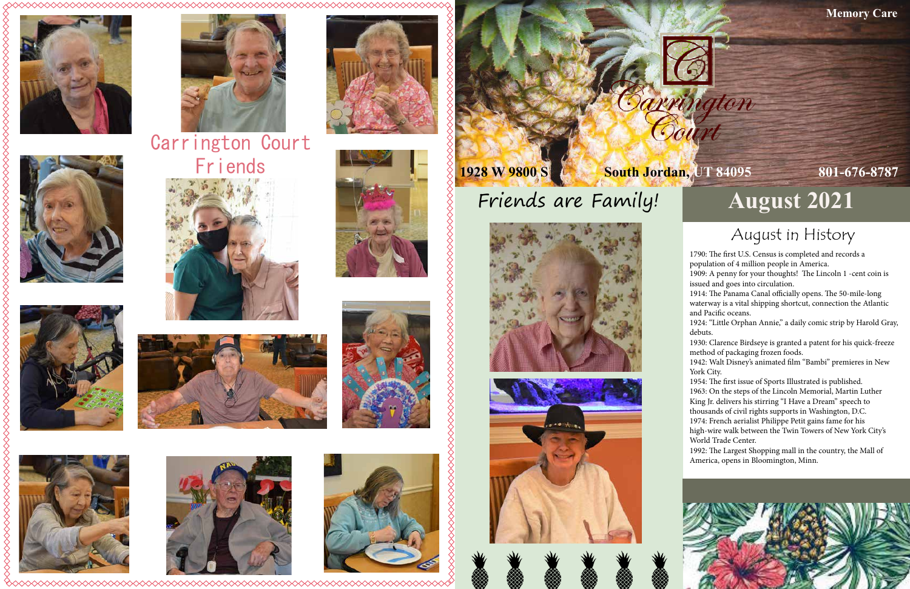## Carrington Court Friends

Memory Care

Carrington Court

1928 W 9800 S South Jordan, UT 84095 801-676-8787

## Friends are Family!

# August 2021

## August in History

1790: The first U.S. Census is completed and records a population of 4 million people in America.

1909: A penny for your thoughts! The Lincoln 1 -cent coin is issued and goes into circulation.

1914: The Panama Canal officially opens. The 50-mile-long waterway is a vital shipping shortcut, connection the Atlantic and Pacific oceans.

1924: "Little Orphan Annie," a daily comic strip by Harold Gray, debuts.

1930: Clarence Birdseye is granted a patent for his quick-freeze method of packaging frozen foods.

1942: Walt Disney's animated film "Bambi" premieres in New York City.

1954: The first issue of Sports Illustrated is published.

1963: On the steps of the Lincoln Memorial, Martin Luther King Jr. delivers his stirring "I Have a Dream" speech to thousands of civil rights supports in Washington, D.C.

1974: French aerialist Philippe Petit gains fame for his high-wire walk between the Twin Towers of New York City's World Trade Center.

1992: The Largest Shopping mall in the country, the Mall of America, opens in Bloomington, Minn.